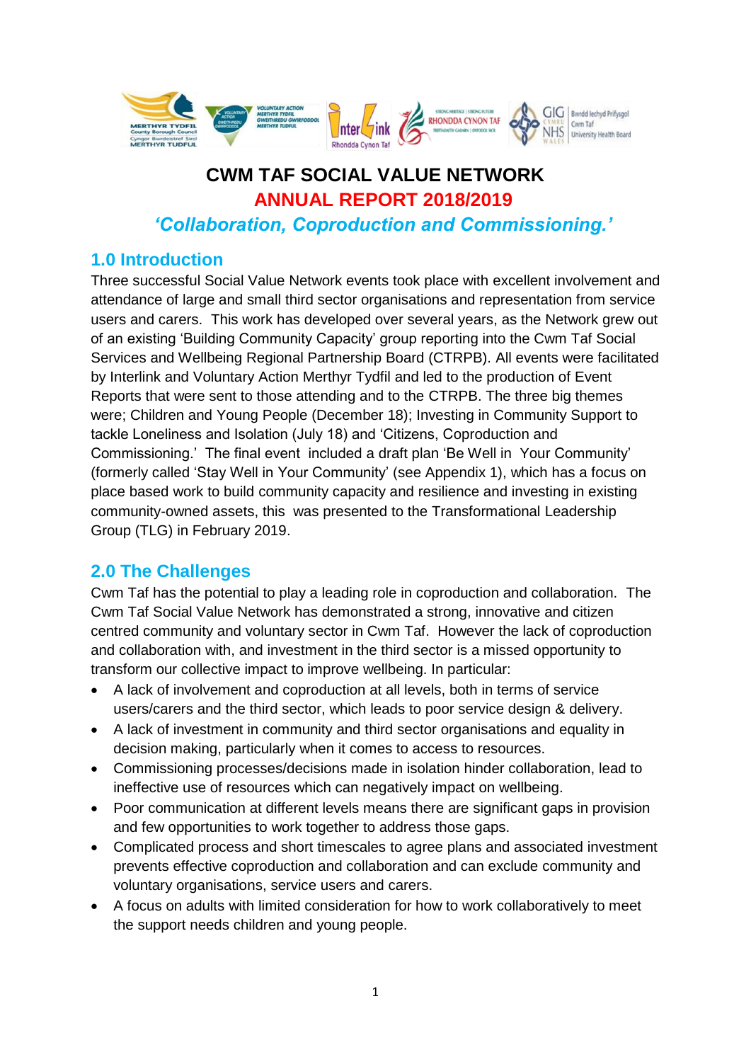# CWM TAF SOCIAL VALUE NETWORK

## ANNUAL REPORT 2018/2019

### *'Collaboration, Coproduction and Commissioning.'*

## 1.0 Introduction

Three successful Social Value Network events took place with excellent involvement and attendance of large and small third sector organisations and representation from service users and carers. This work has developed over several years, as the Network grew out of an existing 'Building Community Capacity' group reporting into the Cwm Taf Social Services and Wellbeing Regional Partnership Board (CTRPB). All events were facilitated by Interlink and Voluntary Action Merthyr Tydfil and led to the production of Event Reports that were sent to those attending and to the CTRPB. The three big themes were; Children and Young People (December 18); Investing in Community Support to tackle Loneliness and Isolation (July 18) and 'Citizens, Coproduction and Commissioning.' The final event included a draft plan 'Be Well in Your Community' (formerly called 'Stay Well in Your Community' (see Appendix 1), which has a focus on place based work to build community capacity and resilience and investing in existing community-owned assets, this was presented to the Transformational Leadership Group (TLG) in February 2019.

## 2.0 The Challenges

Cwm Taf has the potential to play a leading role in coproduction and collaboration. The Cwm Taf Social Value Network has demonstrated a strong, innovative and citizen centred community and voluntary sector in Cwm Taf. However the lack of coproduction and collaboration with, and investment in the third sector is a missed opportunity to transform our collective impact to improve wellbeing. In particular:

- A lack of involvement and coproduction at all levels, both in terms of service users/carers and the third sector, which leads to poor service design & delivery.
- A lack of investment in community and third sector organisations and equality in decision making, particularly when it comes to access to resources.
- Commissioning processes/decisions made in isolation hinder collaboration, lead to ineffective use of resources which can negatively impact on wellbeing.
- Poor communication at different levels means there are significant gaps in provision and few opportunities to work together to address those gaps.
- Complicated process and short timescales to agree plans and associated investment prevents effective coproduction and collaboration and can exclude community and voluntary organisations, service users and carers.
- A focus on adults with limited consideration for how to work collaboratively to meet the support needs children and young people.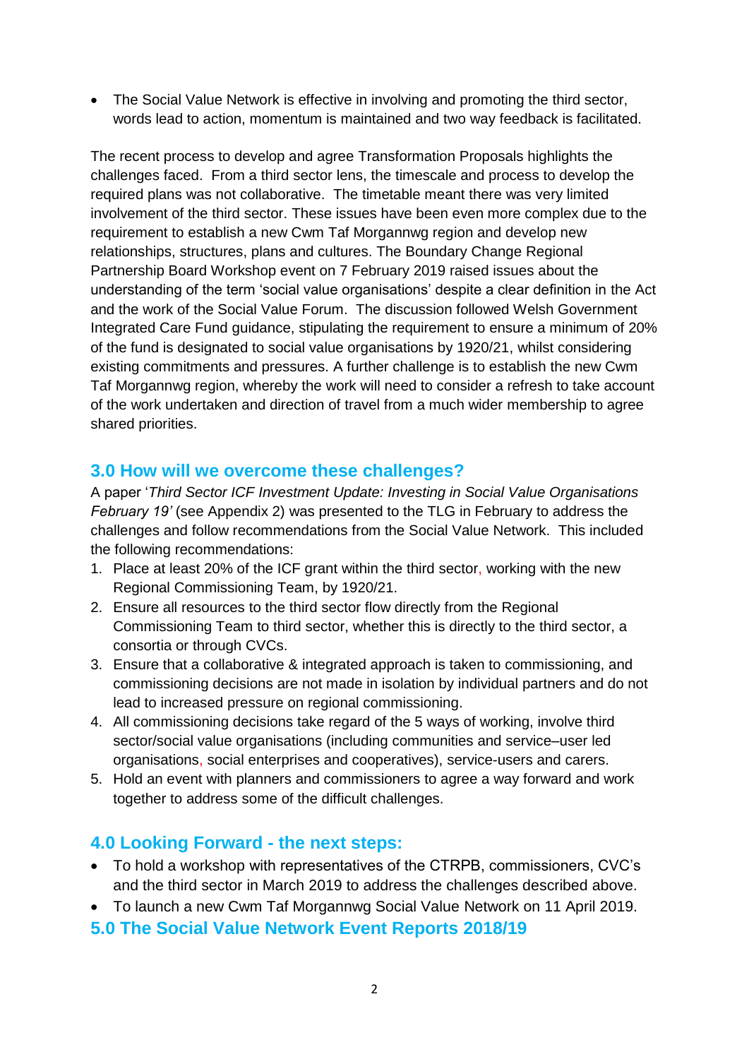- The Social Value Network is effective in involving and promoting the third sector, words lead to action, momentum is maintained and two way feedback is facilitated.

The recent process to develop and agree Transformation Proposals highlights the challenges faced. From a third sector lens, the timescale and process to develop the required plans was not collaborative. The timetable meant there was very limited involvement of the third sector. These issues have been even more complex due to the requirement to establish a new Cwm Taf Morgannwg region and develop new relationships, structures, plans and cultures. The Boundary Change Regional Partnership Board Workshop event on 7 February 2019 raised issues about the understanding of the term 'social value organisations' despite a clear definition in the Act and the work of the Social Value Forum. The discussion followed Welsh Government Integrated Care Fund guidance, stipulating the requirement to ensure a minimum of 20% of the fund is designated to social value organisations by 1920/21, whilst considering existing commitments and pressures. A further challenge is to establish the new Cwm Taf Morgannwg region, whereby the work will need to consider a refresh to take account of the work undertaken and direction of travel from a much wider membership to agree shared priorities.

## 3.0 How will we overcome these challenges?

A paper '*Third Sector ICF Investment Update: Investing in Social Value Organisations February 19'* (see Appendix 2) was presented to the TLG in February to address the challenges and follow recommendations from the Social Value Network. This included the following recommendations:

1. Place at least 20% of the ICF grant within the third sector, working with the new Regional Commissioning Team, by 1920/21.
2. Ensure all resources to the third sector flow directly from the Regional Commissioning Team to third sector, whether this is directly to the third sector, a consortia or through CVCs.
3. Ensure that a collaborative & integrated approach is taken to commissioning, and commissioning decisions are not made in isolation by individual partners and do not lead to increased pressure on regional commissioning.
4. All commissioning decisions take regard of the 5 ways of working, involve third sector/social value organisations (including communities and service–user led organisations, social enterprises and cooperatives), service-users and carers.
5. Hold an event with planners and commissioners to agree a way forward and work together to address some of the difficult challenges.

## 4.0 Looking Forward - the next steps:

- To hold a workshop with representatives of the CTRPB, commissioners, CVC's and the third sector in March 2019 to address the challenges described above.
- To launch a new Cwm Taf Morgannwg Social Value Network on 11 April 2019.

## 5.0 The Social Value Network Event Reports 2018/19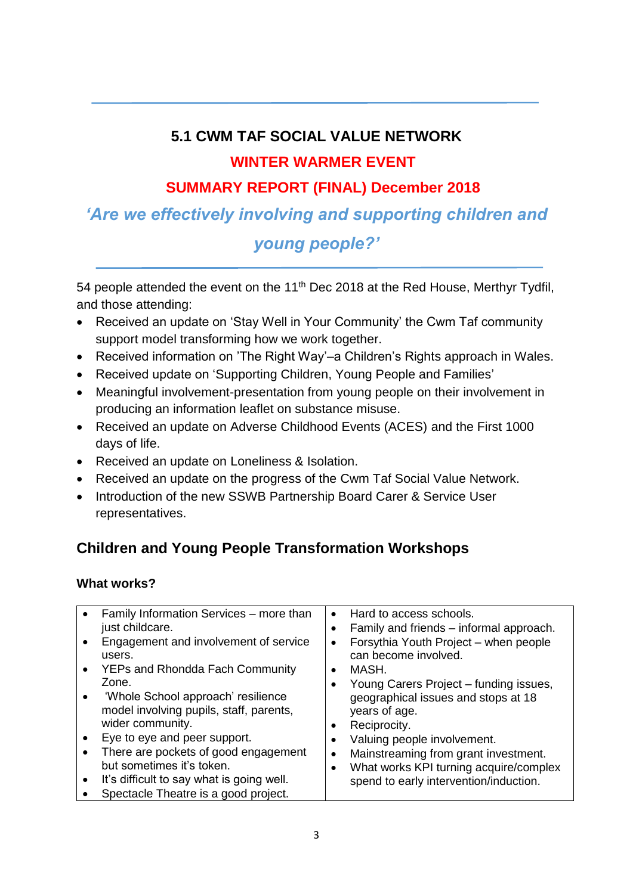## 5.1 CWM TAF SOCIAL VALUE NETWORK

## WINTER WARMER EVENT

## SUMMARY REPORT (FINAL) December 2018

***'Are we effectively involving and supporting children and young people?'***

54 people attended the event on the 11th Dec 2018 at the Red House, Merthyr Tydfil, and those attending:

- Received an update on 'Stay Well in Your Community' the Cwm Taf community support model transforming how we work together.
- Received information on 'The Right Way'–a Children's Rights approach in Wales.
- Received update on 'Supporting Children, Young People and Families'
- Meaningful involvement-presentation from young people on their involvement in producing an information leaflet on substance misuse.
- Received an update on Adverse Childhood Events (ACES) and the First 1000 days of life.
- Received an update on Loneliness & Isolation.
- Received an update on the progress of the Cwm Taf Social Value Network.
- Introduction of the new SSWB Partnership Board Carer & Service User representatives.

## Children and Young People Transformation Workshops

### What works?

| | |
|---|---|
| • Family Information Services – more than just childcare.<br>• Engagement and involvement of service users.<br>• YEPs and Rhondda Fach Community Zone.<br>• 'Whole School approach' resilience model involving pupils, staff, parents, wider community.<br>• Eye to eye and peer support.<br>• There are pockets of good engagement but sometimes it's token.<br>• It's difficult to say what is going well.<br>• Spectacle Theatre is a good project. | • Hard to access schools.<br>• Family and friends – informal approach.<br>• Forsythia Youth Project – when people can become involved.<br>• MASH.<br>• Young Carers Project – funding issues, geographical issues and stops at 18 years of age.<br>• Reciprocity.<br>• Valuing people involvement.<br>• Mainstreaming from grant investment.<br>• What works KPI turning acquire/complex spend to early intervention/induction. |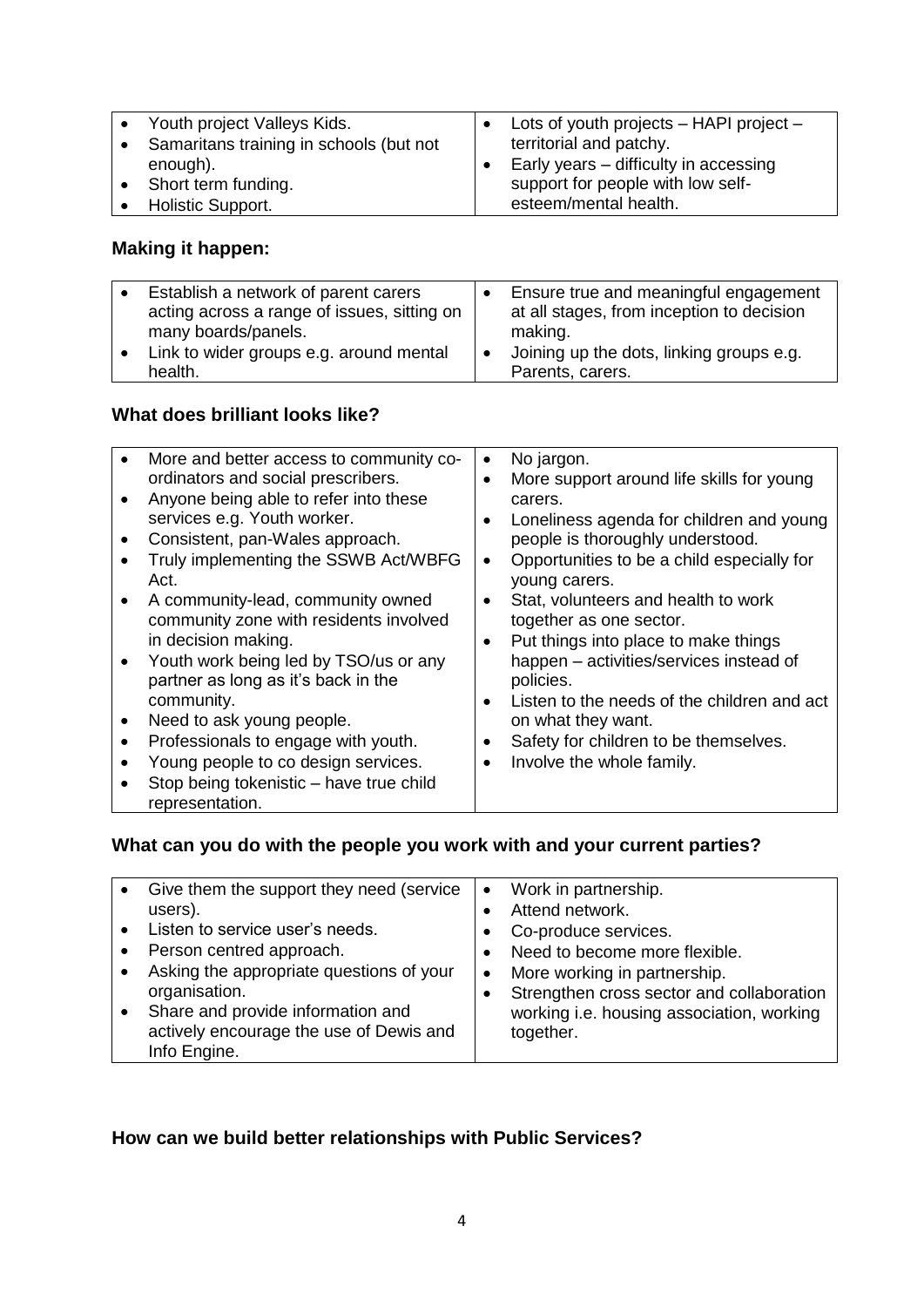| | |
|---|---|
| • Youth project Valleys Kids.<br>• Samaritans training in schools (but not enough).<br>• Short term funding.<br>• Holistic Support. | • Lots of youth projects – HAPI project – territorial and patchy.<br>• Early years – difficulty in accessing support for people with low self-esteem/mental health. |

### Making it happen:

| | |
|---|---|
| • Establish a network of parent carers acting across a range of issues, sitting on many boards/panels.<br>• Link to wider groups e.g. around mental health. | • Ensure true and meaningful engagement at all stages, from inception to decision making.<br>• Joining up the dots, linking groups e.g. Parents, carers. |

### What does brilliant looks like?

| | |
|---|---|
| • More and better access to community co-ordinators and social prescribers.<br>• Anyone being able to refer into these services e.g. Youth worker.<br>• Consistent, pan-Wales approach.<br>• Truly implementing the SSWB Act/WBFG Act.<br>• A community-lead, community owned community zone with residents involved in decision making.<br>• Youth work being led by TSO/us or any partner as long as it's back in the community.<br>• Need to ask young people.<br>• Professionals to engage with youth.<br>• Young people to co design services.<br>• Stop being tokenistic – have true child representation. | • No jargon.<br>• More support around life skills for young carers.<br>• Loneliness agenda for children and young people is thoroughly understood.<br>• Opportunities to be a child especially for young carers.<br>• Stat, volunteers and health to work together as one sector.<br>• Put things into place to make things happen – activities/services instead of policies.<br>• Listen to the needs of the children and act on what they want.<br>• Safety for children to be themselves.<br>• Involve the whole family. |

### What can you do with the people you work with and your current parties?

| | |
|---|---|
| • Give them the support they need (service users).<br>• Listen to service user's needs.<br>• Person centred approach.<br>• Asking the appropriate questions of your organisation.<br>• Share and provide information and actively encourage the use of Dewis and Info Engine. | • Work in partnership.<br>• Attend network.<br>• Co-produce services.<br>• Need to become more flexible.<br>• More working in partnership.<br>• Strengthen cross sector and collaboration working i.e. housing association, working together. |

### How can we build better relationships with Public Services?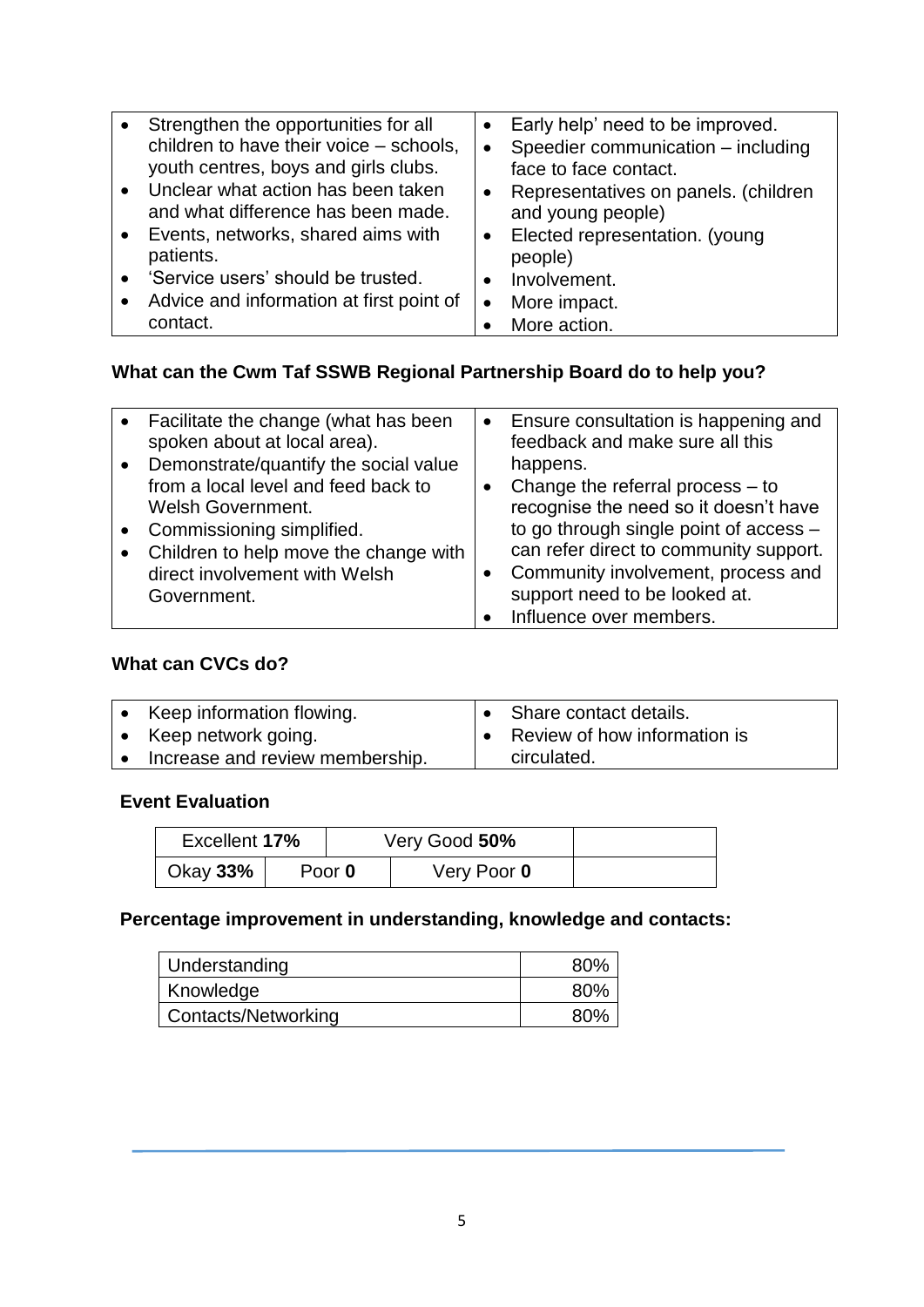| | |
|---|---|
| • Strengthen the opportunities for all children to have their voice – schools, youth centres, boys and girls clubs.<br>• Unclear what action has been taken and what difference has been made.<br>• Events, networks, shared aims with patients.<br>• 'Service users' should be trusted.<br>• Advice and information at first point of contact. | • Early help' need to be improved.<br>• Speedier communication – including face to face contact.<br>• Representatives on panels. (children and young people)<br>• Elected representation. (young people)<br>• Involvement.<br>• More impact.<br>• More action. |

### What can the Cwm Taf SSWB Regional Partnership Board do to help you?

| | |
|---|---|
| • Facilitate the change (what has been spoken about at local area).<br>• Demonstrate/quantify the social value from a local level and feed back to Welsh Government.<br>• Commissioning simplified.<br>• Children to help move the change with direct involvement with Welsh Government. | • Ensure consultation is happening and feedback and make sure all this happens.<br>• Change the referral process – to recognise the need so it doesn't have to go through single point of access – can refer direct to community support.<br>• Community involvement, process and support need to be looked at.<br>• Influence over members. |

### What can CVCs do?

| | |
|---|---|
| • Keep information flowing.<br>• Keep network going.<br>• Increase and review membership. | • Share contact details.<br>• Review of how information is circulated. |

### Event Evaluation

| | | |
|---|---|---|
| Excellent **17%** | Very Good **50%** | |
| Okay **33%** | Poor **0** | Very Poor **0** |

### Percentage improvement in understanding, knowledge and contacts:

| | |
|---|---|
| Understanding | 80% |
| Knowledge | 80% |
| Contacts/Networking | 80% |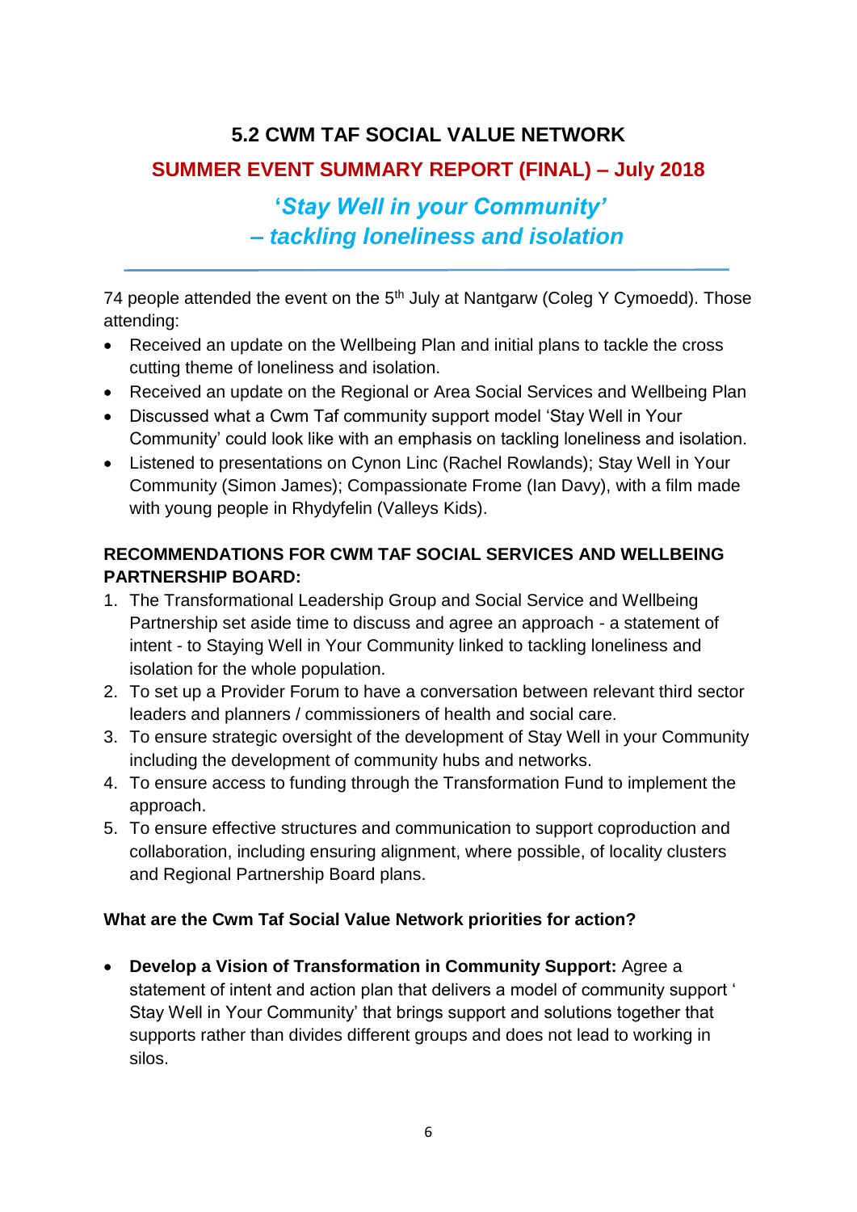## 5.2 CWM TAF SOCIAL VALUE NETWORK

### SUMMER EVENT SUMMARY REPORT (FINAL) – July 2018

### *'Stay Well in your Community' – tackling loneliness and isolation*

---

74 people attended the event on the 5th July at Nantgarw (Coleg Y Cymoedd). Those attending:

- Received an update on the Wellbeing Plan and initial plans to tackle the cross cutting theme of loneliness and isolation.
- Received an update on the Regional or Area Social Services and Wellbeing Plan
- Discussed what a Cwm Taf community support model 'Stay Well in Your Community' could look like with an emphasis on tackling loneliness and isolation.
- Listened to presentations on Cynon Linc (Rachel Rowlands); Stay Well in Your Community (Simon James); Compassionate Frome (Ian Davy), with a film made with young people in Rhydyfelin (Valleys Kids).

**RECOMMENDATIONS FOR CWM TAF SOCIAL SERVICES AND WELLBEING PARTNERSHIP BOARD:**

1. The Transformational Leadership Group and Social Service and Wellbeing Partnership set aside time to discuss and agree an approach - a statement of intent - to Staying Well in Your Community linked to tackling loneliness and isolation for the whole population.
2. To set up a Provider Forum to have a conversation between relevant third sector leaders and planners / commissioners of health and social care.
3. To ensure strategic oversight of the development of Stay Well in your Community including the development of community hubs and networks.
4. To ensure access to funding through the Transformation Fund to implement the approach.
5. To ensure effective structures and communication to support coproduction and collaboration, including ensuring alignment, where possible, of locality clusters and Regional Partnership Board plans.

**What are the Cwm Taf Social Value Network priorities for action?**

- **Develop a Vision of Transformation in Community Support:** Agree a statement of intent and action plan that delivers a model of community support ' Stay Well in Your Community' that brings support and solutions together that supports rather than divides different groups and does not lead to working in silos.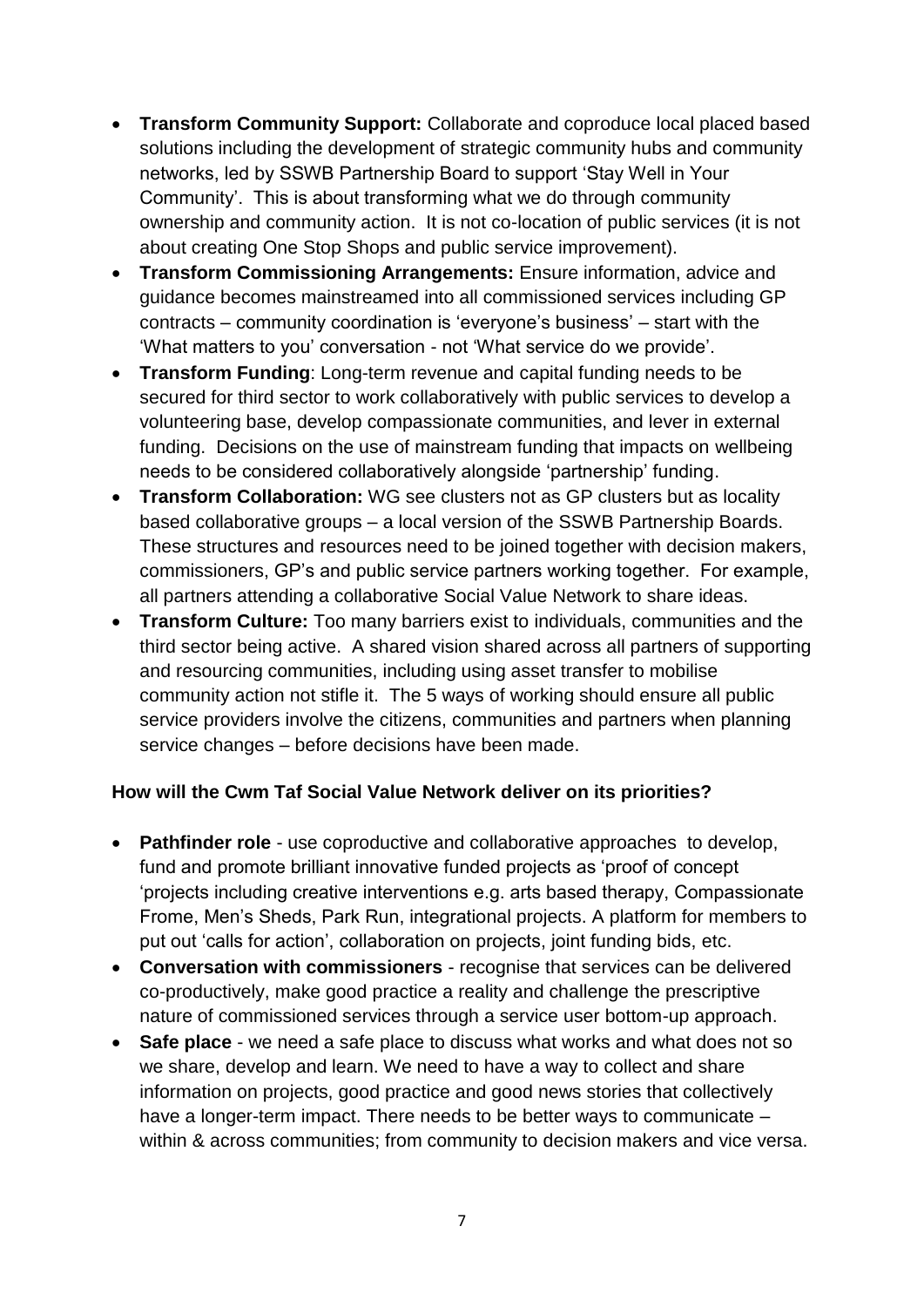- **Transform Community Support:** Collaborate and coproduce local placed based solutions including the development of strategic community hubs and community networks, led by SSWB Partnership Board to support 'Stay Well in Your Community'. This is about transforming what we do through community ownership and community action. It is not co-location of public services (it is not about creating One Stop Shops and public service improvement).
- **Transform Commissioning Arrangements:** Ensure information, advice and guidance becomes mainstreamed into all commissioned services including GP contracts – community coordination is 'everyone's business' – start with the 'What matters to you' conversation - not 'What service do we provide'.
- **Transform Funding**: Long-term revenue and capital funding needs to be secured for third sector to work collaboratively with public services to develop a volunteering base, develop compassionate communities, and lever in external funding. Decisions on the use of mainstream funding that impacts on wellbeing needs to be considered collaboratively alongside 'partnership' funding.
- **Transform Collaboration:** WG see clusters not as GP clusters but as locality based collaborative groups – a local version of the SSWB Partnership Boards. These structures and resources need to be joined together with decision makers, commissioners, GP's and public service partners working together. For example, all partners attending a collaborative Social Value Network to share ideas.
- **Transform Culture:** Too many barriers exist to individuals, communities and the third sector being active. A shared vision shared across all partners of supporting and resourcing communities, including using asset transfer to mobilise community action not stifle it. The 5 ways of working should ensure all public service providers involve the citizens, communities and partners when planning service changes – before decisions have been made.

**How will the Cwm Taf Social Value Network deliver on its priorities?**

- **Pathfinder role** - use coproductive and collaborative approaches to develop, fund and promote brilliant innovative funded projects as 'proof of concept 'projects including creative interventions e.g. arts based therapy, Compassionate Frome, Men's Sheds, Park Run, integrational projects. A platform for members to put out 'calls for action', collaboration on projects, joint funding bids, etc.
- **Conversation with commissioners** - recognise that services can be delivered co-productively, make good practice a reality and challenge the prescriptive nature of commissioned services through a service user bottom-up approach.
- **Safe place** - we need a safe place to discuss what works and what does not so we share, develop and learn. We need to have a way to collect and share information on projects, good practice and good news stories that collectively have a longer-term impact. There needs to be better ways to communicate – within & across communities; from community to decision makers and vice versa.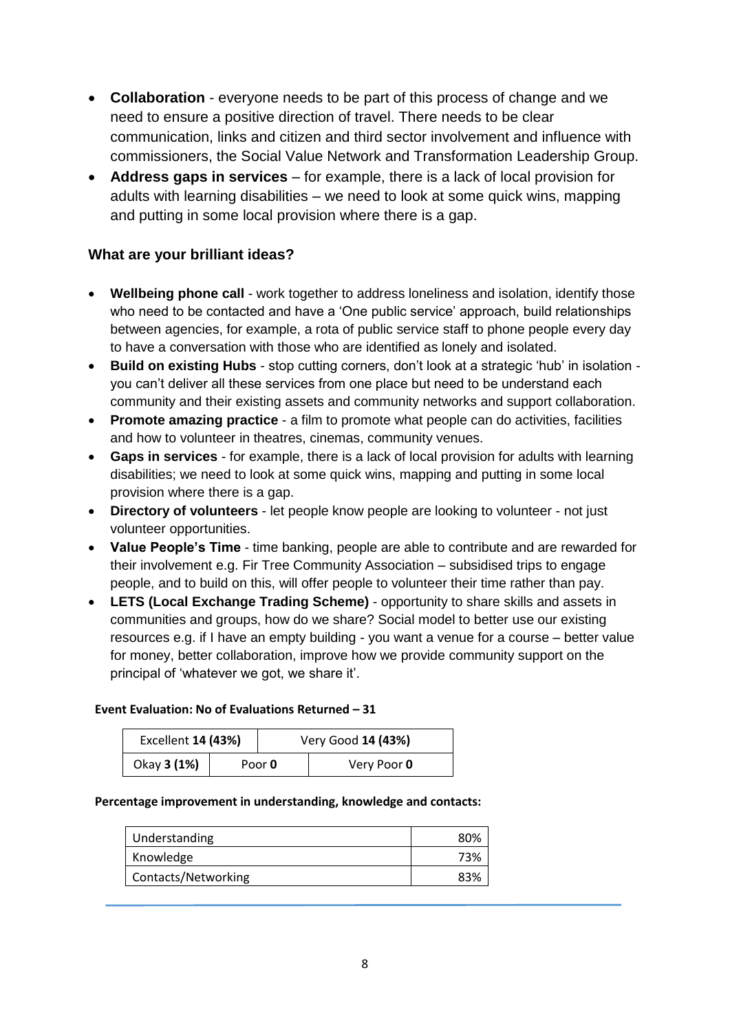- **Collaboration** - everyone needs to be part of this process of change and we need to ensure a positive direction of travel. There needs to be clear communication, links and citizen and third sector involvement and influence with commissioners, the Social Value Network and Transformation Leadership Group.
- **Address gaps in services** – for example, there is a lack of local provision for adults with learning disabilities – we need to look at some quick wins, mapping and putting in some local provision where there is a gap.

### What are your brilliant ideas?

- **Wellbeing phone call** - work together to address loneliness and isolation, identify those who need to be contacted and have a 'One public service' approach, build relationships between agencies, for example, a rota of public service staff to phone people every day to have a conversation with those who are identified as lonely and isolated.
- **Build on existing Hubs** - stop cutting corners, don't look at a strategic 'hub' in isolation - you can't deliver all these services from one place but need to be understand each community and their existing assets and community networks and support collaboration.
- **Promote amazing practice** - a film to promote what people can do activities, facilities and how to volunteer in theatres, cinemas, community venues.
- **Gaps in services** - for example, there is a lack of local provision for adults with learning disabilities; we need to look at some quick wins, mapping and putting in some local provision where there is a gap.
- **Directory of volunteers** - let people know people are looking to volunteer - not just volunteer opportunities.
- **Value People's Time** - time banking, people are able to contribute and are rewarded for their involvement e.g. Fir Tree Community Association – subsidised trips to engage people, and to build on this, will offer people to volunteer their time rather than pay.
- **LETS (Local Exchange Trading Scheme)** - opportunity to share skills and assets in communities and groups, how do we share? Social model to better use our existing resources e.g. if I have an empty building - you want a venue for a course – better value for money, better collaboration, improve how we provide community support on the principal of 'whatever we got, we share it'.

**Event Evaluation: No of Evaluations Returned – 31**

| Excellent **14 (43%)** | Very Good **14 (43%)** | |
|---|---|---|
| Okay **3 (1%)** | Poor **0** | Very Poor **0** |

**Percentage improvement in understanding, knowledge and contacts:**

| | |
|---|---|
| Understanding | 80% |
| Knowledge | 73% |
| Contacts/Networking | 83% |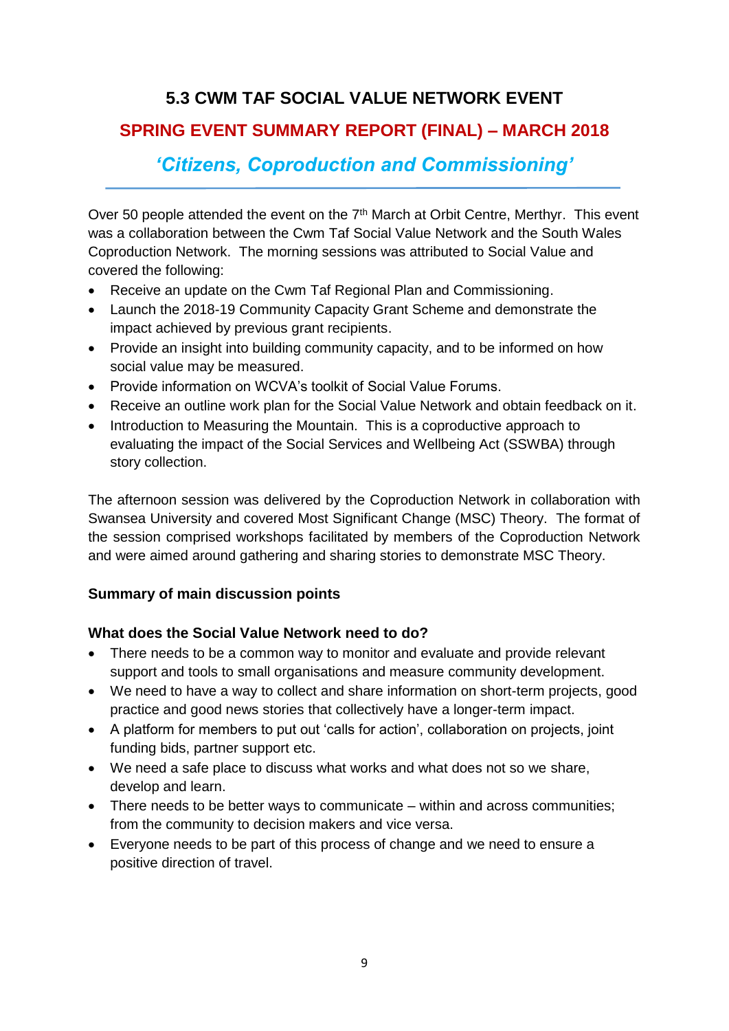## 5.3 CWM TAF SOCIAL VALUE NETWORK EVENT

### SPRING EVENT SUMMARY REPORT (FINAL) – MARCH 2018

### *'Citizens, Coproduction and Commissioning'*

Over 50 people attended the event on the 7th March at Orbit Centre, Merthyr. This event was a collaboration between the Cwm Taf Social Value Network and the South Wales Coproduction Network. The morning sessions was attributed to Social Value and covered the following:

- Receive an update on the Cwm Taf Regional Plan and Commissioning.
- Launch the 2018-19 Community Capacity Grant Scheme and demonstrate the impact achieved by previous grant recipients.
- Provide an insight into building community capacity, and to be informed on how social value may be measured.
- Provide information on WCVA's toolkit of Social Value Forums.
- Receive an outline work plan for the Social Value Network and obtain feedback on it.
- Introduction to Measuring the Mountain. This is a coproductive approach to evaluating the impact of the Social Services and Wellbeing Act (SSWBA) through story collection.

The afternoon session was delivered by the Coproduction Network in collaboration with Swansea University and covered Most Significant Change (MSC) Theory. The format of the session comprised workshops facilitated by members of the Coproduction Network and were aimed around gathering and sharing stories to demonstrate MSC Theory.

**Summary of main discussion points**

**What does the Social Value Network need to do?**

- There needs to be a common way to monitor and evaluate and provide relevant support and tools to small organisations and measure community development.
- We need to have a way to collect and share information on short-term projects, good practice and good news stories that collectively have a longer-term impact.
- A platform for members to put out 'calls for action', collaboration on projects, joint funding bids, partner support etc.
- We need a safe place to discuss what works and what does not so we share, develop and learn.
- There needs to be better ways to communicate – within and across communities; from the community to decision makers and vice versa.
- Everyone needs to be part of this process of change and we need to ensure a positive direction of travel.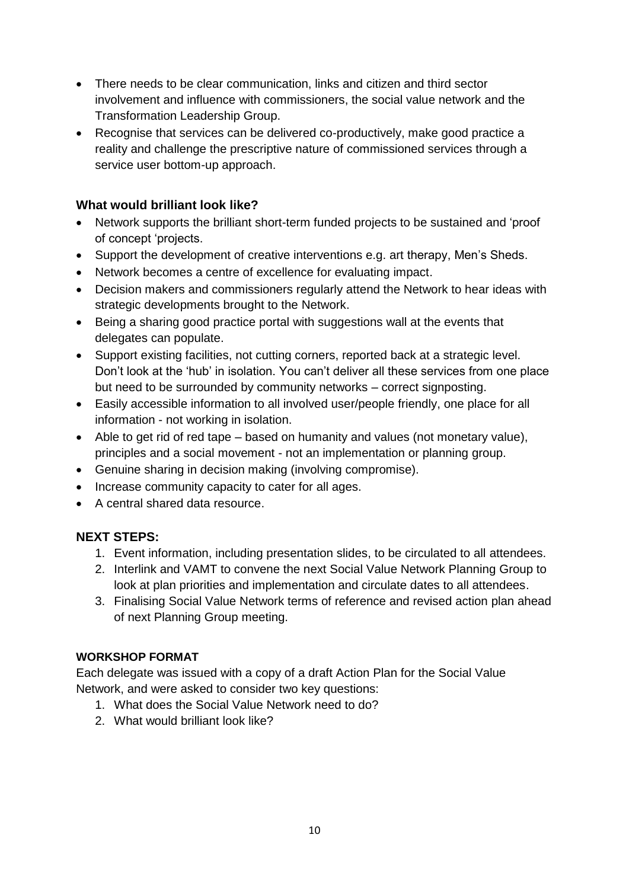- There needs to be clear communication, links and citizen and third sector involvement and influence with commissioners, the social value network and the Transformation Leadership Group.
- Recognise that services can be delivered co-productively, make good practice a reality and challenge the prescriptive nature of commissioned services through a service user bottom-up approach.

### What would brilliant look like?

- Network supports the brilliant short-term funded projects to be sustained and 'proof of concept 'projects.
- Support the development of creative interventions e.g. art therapy, Men's Sheds.
- Network becomes a centre of excellence for evaluating impact.
- Decision makers and commissioners regularly attend the Network to hear ideas with strategic developments brought to the Network.
- Being a sharing good practice portal with suggestions wall at the events that delegates can populate.
- Support existing facilities, not cutting corners, reported back at a strategic level. Don't look at the 'hub' in isolation. You can't deliver all these services from one place but need to be surrounded by community networks – correct signposting.
- Easily accessible information to all involved user/people friendly, one place for all information - not working in isolation.
- Able to get rid of red tape – based on humanity and values (not monetary value), principles and a social movement - not an implementation or planning group.
- Genuine sharing in decision making (involving compromise).
- Increase community capacity to cater for all ages.
- A central shared data resource.

### NEXT STEPS:

1. Event information, including presentation slides, to be circulated to all attendees.
2. Interlink and VAMT to convene the next Social Value Network Planning Group to look at plan priorities and implementation and circulate dates to all attendees.
3. Finalising Social Value Network terms of reference and revised action plan ahead of next Planning Group meeting.

#### WORKSHOP FORMAT

Each delegate was issued with a copy of a draft Action Plan for the Social Value Network, and were asked to consider two key questions:

1. What does the Social Value Network need to do?
2. What would brilliant look like?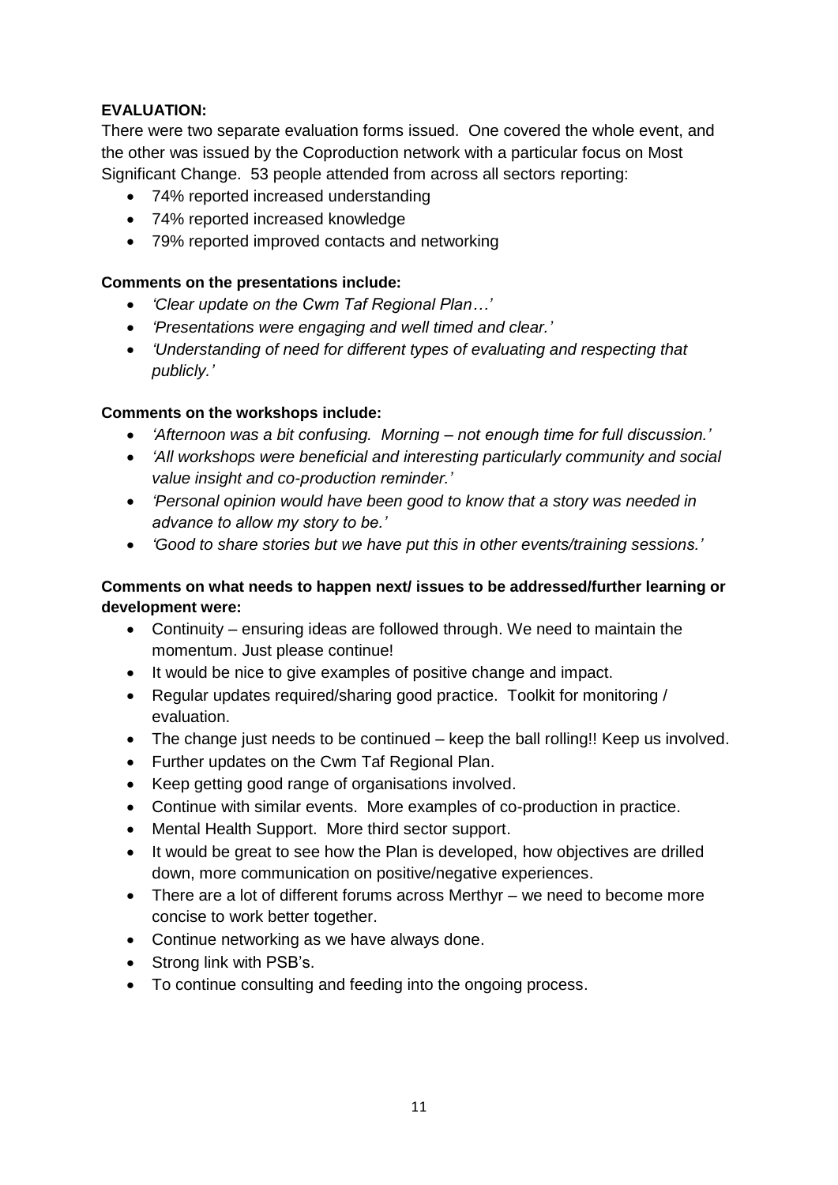**EVALUATION:**

There were two separate evaluation forms issued. One covered the whole event, and the other was issued by the Coproduction network with a particular focus on Most Significant Change. 53 people attended from across all sectors reporting:

- 74% reported increased understanding
- 74% reported increased knowledge
- 79% reported improved contacts and networking

**Comments on the presentations include:**

- *'Clear update on the Cwm Taf Regional Plan…'*
- *'Presentations were engaging and well timed and clear.'*
- *'Understanding of need for different types of evaluating and respecting that publicly.'*

**Comments on the workshops include:**

- *'Afternoon was a bit confusing. Morning – not enough time for full discussion.'*
- *'All workshops were beneficial and interesting particularly community and social value insight and co-production reminder.'*
- *'Personal opinion would have been good to know that a story was needed in advance to allow my story to be.'*
- *'Good to share stories but we have put this in other events/training sessions.'*

**Comments on what needs to happen next/ issues to be addressed/further learning or development were:**

- Continuity – ensuring ideas are followed through. We need to maintain the momentum. Just please continue!
- It would be nice to give examples of positive change and impact.
- Regular updates required/sharing good practice. Toolkit for monitoring / evaluation.
- The change just needs to be continued – keep the ball rolling!! Keep us involved.
- Further updates on the Cwm Taf Regional Plan.
- Keep getting good range of organisations involved.
- Continue with similar events. More examples of co-production in practice.
- Mental Health Support. More third sector support.
- It would be great to see how the Plan is developed, how objectives are drilled down, more communication on positive/negative experiences.
- There are a lot of different forums across Merthyr – we need to become more concise to work better together.
- Continue networking as we have always done.
- Strong link with PSB's.
- To continue consulting and feeding into the ongoing process.